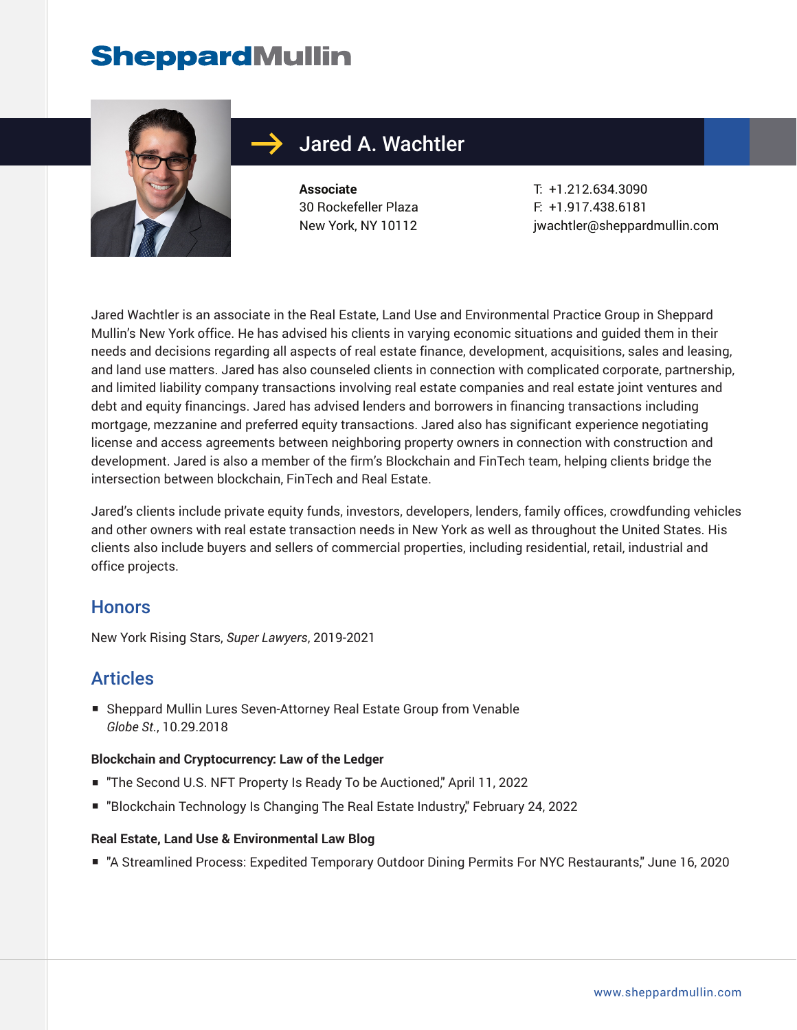# Jared A. Wachtler

**Associate**
30 Rockefeller Plaza
New York, NY 10112

T: +1.212.634.3090
F: +1.917.438.6181
jwachtler@sheppardmullin.com

Jared Wachtler is an associate in the Real Estate, Land Use and Environmental Practice Group in Sheppard Mullin's New York office. He has advised his clients in varying economic situations and guided them in their needs and decisions regarding all aspects of real estate finance, development, acquisitions, sales and leasing, and land use matters. Jared has also counseled clients in connection with complicated corporate, partnership, and limited liability company transactions involving real estate companies and real estate joint ventures and debt and equity financings. Jared has advised lenders and borrowers in financing transactions including mortgage, mezzanine and preferred equity transactions. Jared also has significant experience negotiating license and access agreements between neighboring property owners in connection with construction and development. Jared is also a member of the firm's Blockchain and FinTech team, helping clients bridge the intersection between blockchain, FinTech and Real Estate.

Jared's clients include private equity funds, investors, developers, lenders, family offices, crowdfunding vehicles and other owners with real estate transaction needs in New York as well as throughout the United States. His clients also include buyers and sellers of commercial properties, including residential, retail, industrial and office projects.

## Honors

New York Rising Stars, *Super Lawyers*, 2019-2021

## Articles

- Sheppard Mullin Lures Seven-Attorney Real Estate Group from Venable
  *Globe St.*, 10.29.2018

**Blockchain and Cryptocurrency: Law of the Ledger**

- "The Second U.S. NFT Property Is Ready To be Auctioned," April 11, 2022
- "Blockchain Technology Is Changing The Real Estate Industry," February 24, 2022

**Real Estate, Land Use & Environmental Law Blog**

- "A Streamlined Process: Expedited Temporary Outdoor Dining Permits For NYC Restaurants," June 16, 2020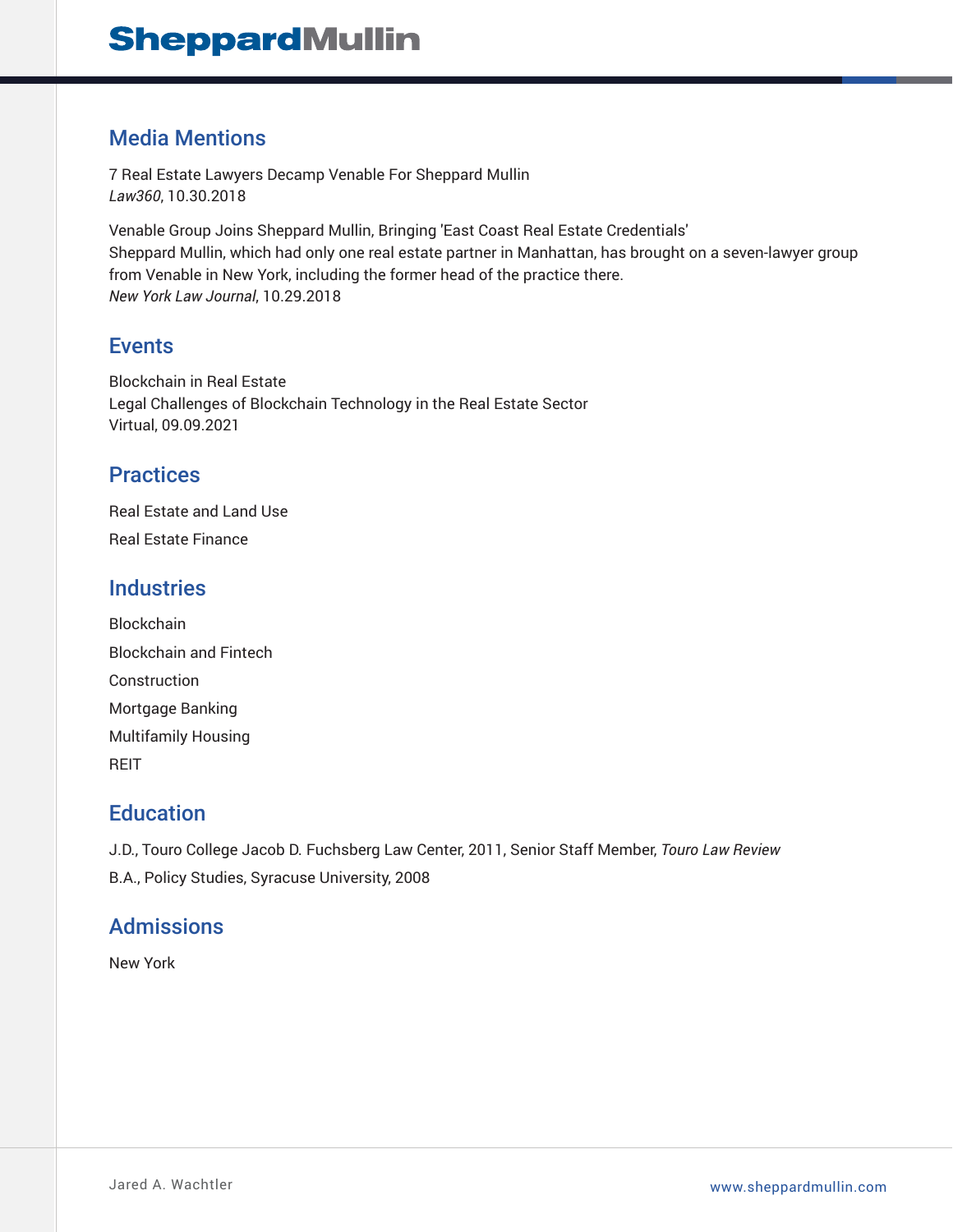## Media Mentions

7 Real Estate Lawyers Decamp Venable For Sheppard Mullin
*Law360*, 10.30.2018

Venable Group Joins Sheppard Mullin, Bringing 'East Coast Real Estate Credentials'
Sheppard Mullin, which had only one real estate partner in Manhattan, has brought on a seven-lawyer group from Venable in New York, including the former head of the practice there.
*New York Law Journal*, 10.29.2018

## Events

Blockchain in Real Estate
Legal Challenges of Blockchain Technology in the Real Estate Sector
Virtual, 09.09.2021

## Practices

Real Estate and Land Use

Real Estate Finance

## Industries

Blockchain

Blockchain and Fintech

Construction

Mortgage Banking

Multifamily Housing

REIT

## Education

J.D., Touro College Jacob D. Fuchsberg Law Center, 2011, Senior Staff Member, *Touro Law Review*

B.A., Policy Studies, Syracuse University, 2008

## Admissions

New York